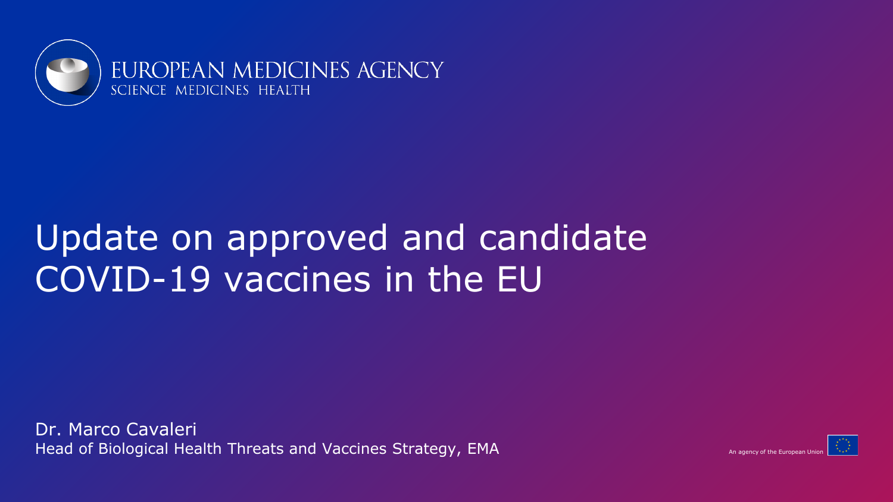EUROPEAN MEDICINES AGENCY
SCIENCE MEDICINES HEALTH

# Update on approved and candidate COVID-19 vaccines in the EU

Dr. Marco Cavaleri
Head of Biological Health Threats and Vaccines Strategy, EMA

An agency of the European Union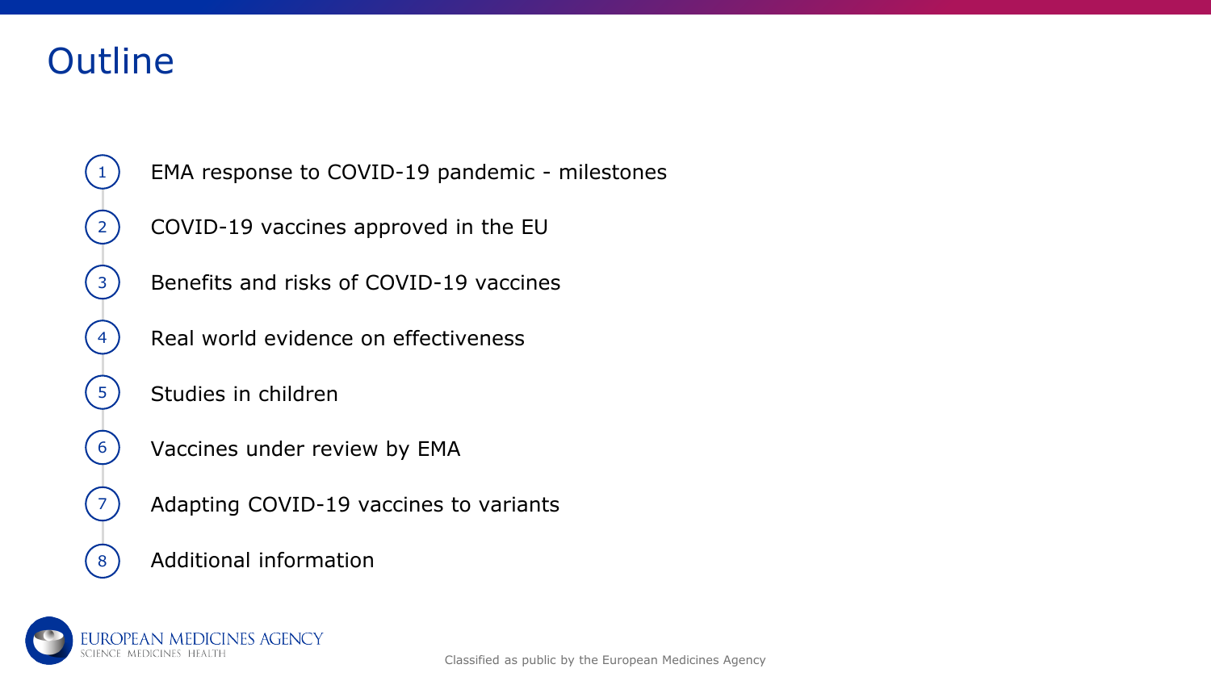# Outline

1. EMA response to COVID-19 pandemic - milestones
2. COVID-19 vaccines approved in the EU
3. Benefits and risks of COVID-19 vaccines
4. Real world evidence on effectiveness
5. Studies in children
6. Vaccines under review by EMA
7. Adapting COVID-19 vaccines to variants
8. Additional information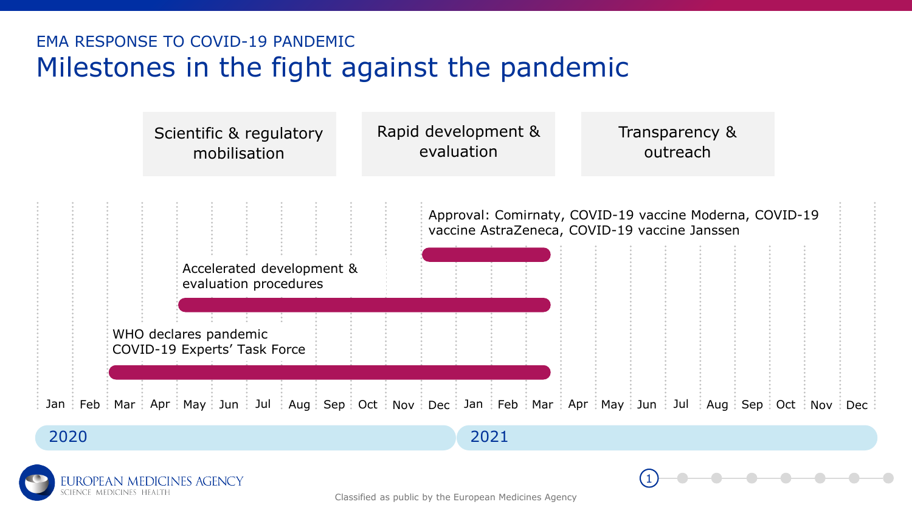EMA RESPONSE TO COVID-19 PANDEMIC

# Milestones in the fight against the pandemic

| Scientific & regulatory mobilisation | Rapid development & evaluation | Transparency & outreach |
| --- | --- | --- |

- Approval: Comirnaty, COVID-19 vaccine Moderna, COVID-19 vaccine AstraZeneca, COVID-19 vaccine Janssen
- Accelerated development & evaluation procedures
- WHO declares pandemic
  COVID-19 Experts' Task Force

Jan Feb Mar Apr May Jun Jul Aug Sep Oct Nov Dec Jan Feb Mar Apr May Jun Jul Aug Sep Oct Nov Dec

2020 2021

Classified as public by the European Medicines Agency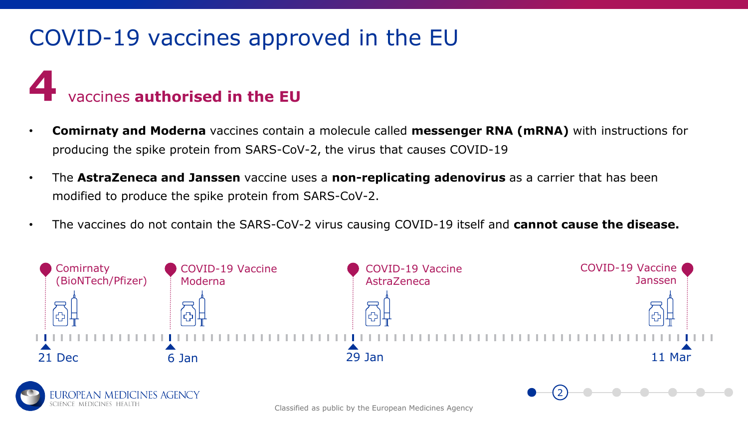# COVID-19 vaccines approved in the EU

## 4 vaccines **authorised in the EU**

- **Comirnaty and Moderna** vaccines contain a molecule called **messenger RNA (mRNA)** with instructions for producing the spike protein from SARS-CoV-2, the virus that causes COVID-19
- The **AstraZeneca and Janssen** vaccine uses a **non-replicating adenovirus** as a carrier that has been modified to produce the spike protein from SARS-CoV-2.
- The vaccines do not contain the SARS-CoV-2 virus causing COVID-19 itself and **cannot cause the disease.**

- 21 Dec: Comirnaty (BioNTech/Pfizer)
- 6 Jan: COVID-19 Vaccine Moderna
- 29 Jan: COVID-19 Vaccine AstraZeneca
- 11 Mar: COVID-19 Vaccine Janssen

Classified as public by the European Medicines Agency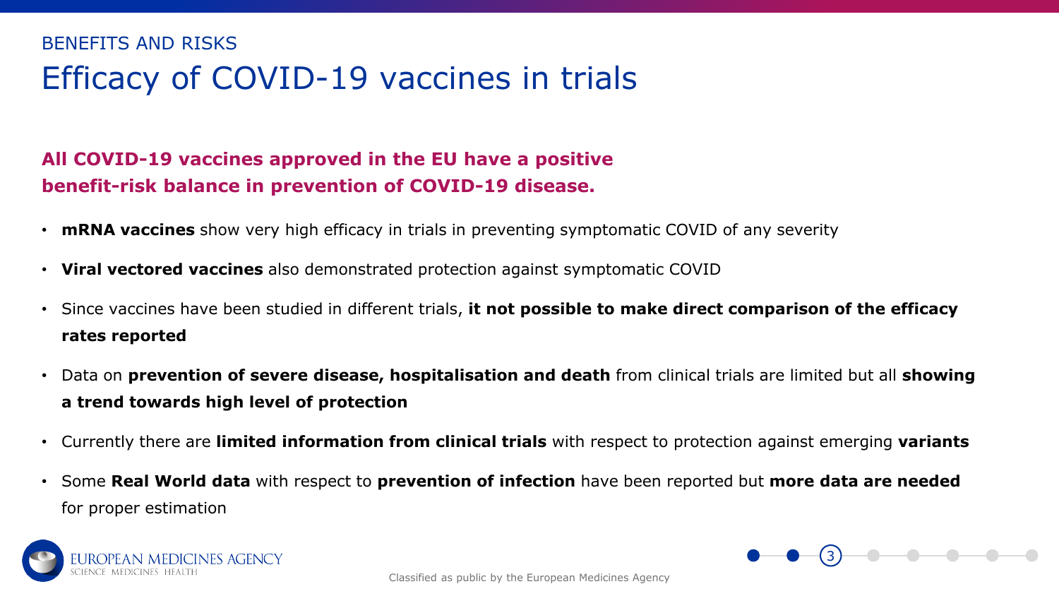BENEFITS AND RISKS

# Efficacy of COVID-19 vaccines in trials

**All COVID-19 vaccines approved in the EU have a positive benefit-risk balance in prevention of COVID-19 disease.**

- **mRNA vaccines** show very high efficacy in trials in preventing symptomatic COVID of any severity
- **Viral vectored vaccines** also demonstrated protection against symptomatic COVID
- Since vaccines have been studied in different trials, **it not possible to make direct comparison of the efficacy rates reported**
- Data on **prevention of severe disease, hospitalisation and death** from clinical trials are limited but all **showing a trend towards high level of protection**
- Currently there are **limited information from clinical trials** with respect to protection against emerging **variants**
- Some **Real World data** with respect to **prevention of infection** have been reported but **more data are needed** for proper estimation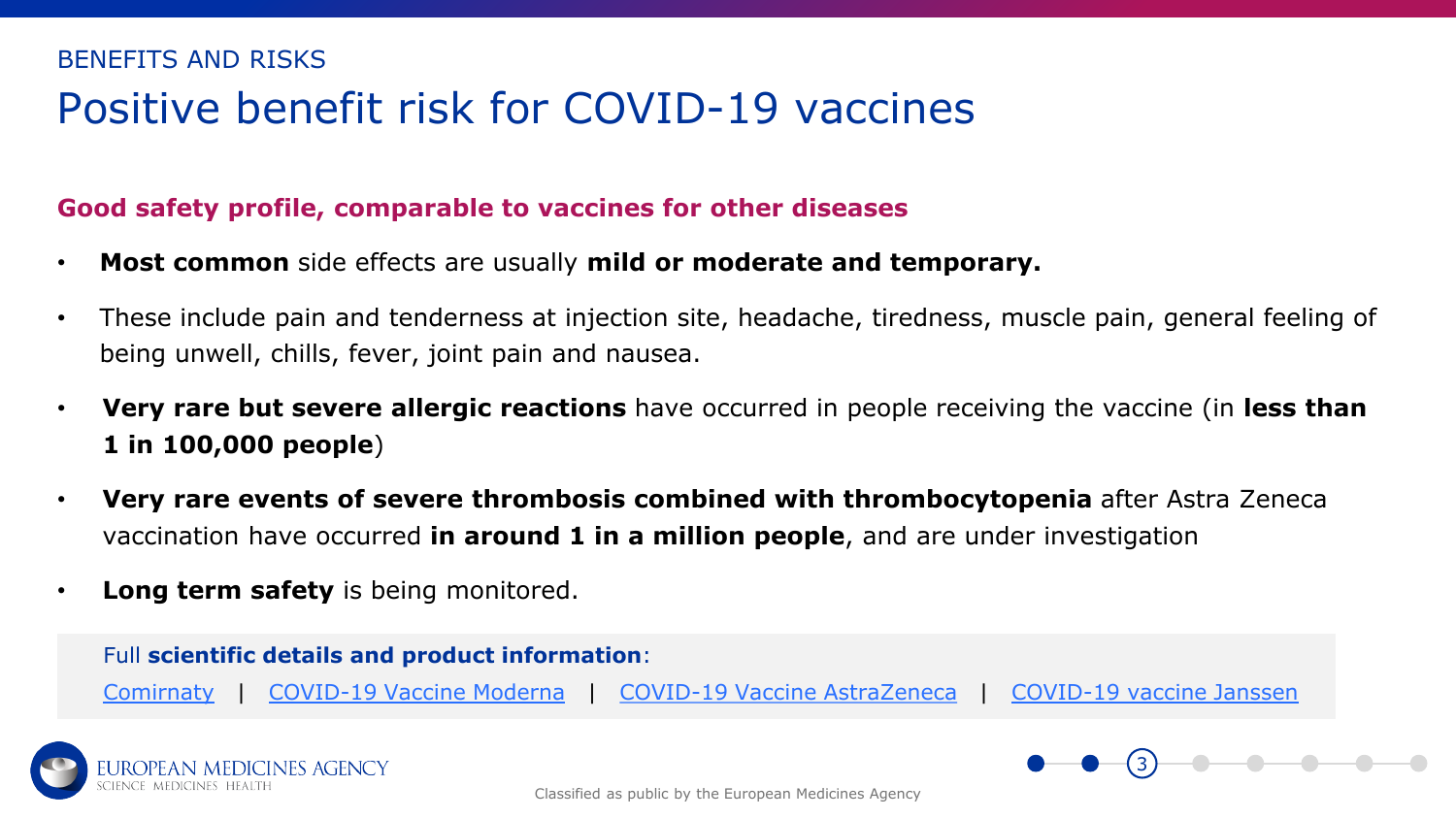BENEFITS AND RISKS

# Positive benefit risk for COVID-19 vaccines

## Good safety profile, comparable to vaccines for other diseases

- **Most common** side effects are usually **mild or moderate and temporary.**
- These include pain and tenderness at injection site, headache, tiredness, muscle pain, general feeling of being unwell, chills, fever, joint pain and nausea.
- **Very rare but severe allergic reactions** have occurred in people receiving the vaccine (in **less than 1 in 100,000 people**)
- **Very rare events of severe thrombosis combined with thrombocytopenia** after Astra Zeneca vaccination have occurred **in around 1 in a million people**, and are under investigation
- **Long term safety** is being monitored.

Full **scientific details and product information**:

Comirnaty | COVID-19 Vaccine Moderna | COVID-19 Vaccine AstraZeneca | COVID-19 vaccine Janssen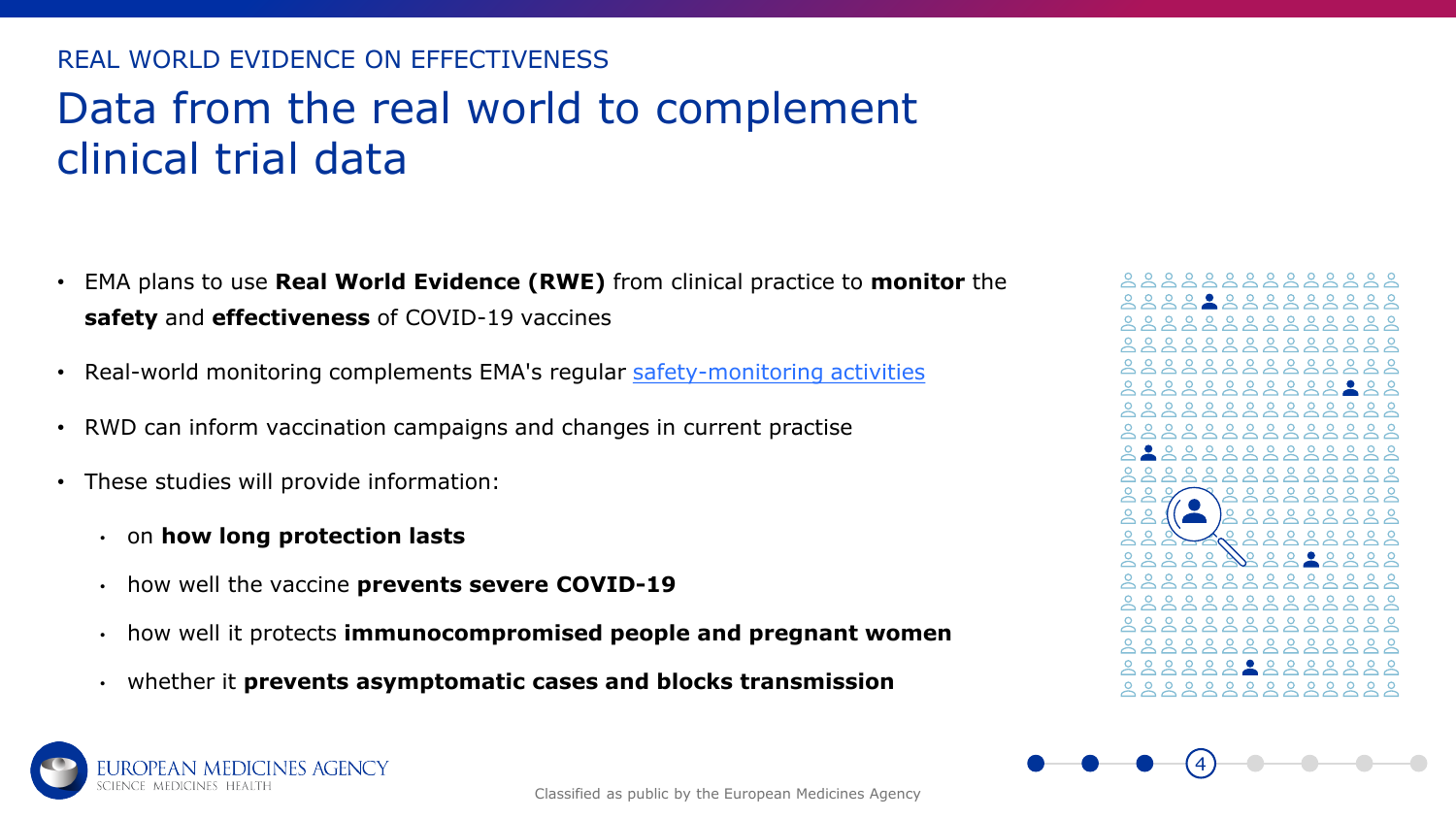REAL WORLD EVIDENCE ON EFFECTIVENESS

# Data from the real world to complement clinical trial data

- EMA plans to use **Real World Evidence (RWE)** from clinical practice to **monitor** the **safety** and **effectiveness** of COVID-19 vaccines
- Real-world monitoring complements EMA's regular safety-monitoring activities
- RWD can inform vaccination campaigns and changes in current practise
- These studies will provide information:
  - on **how long protection lasts**
  - how well the vaccine **prevents severe COVID-19**
  - how well it protects **immunocompromised people and pregnant women**
  - whether it **prevents asymptomatic cases and blocks transmission**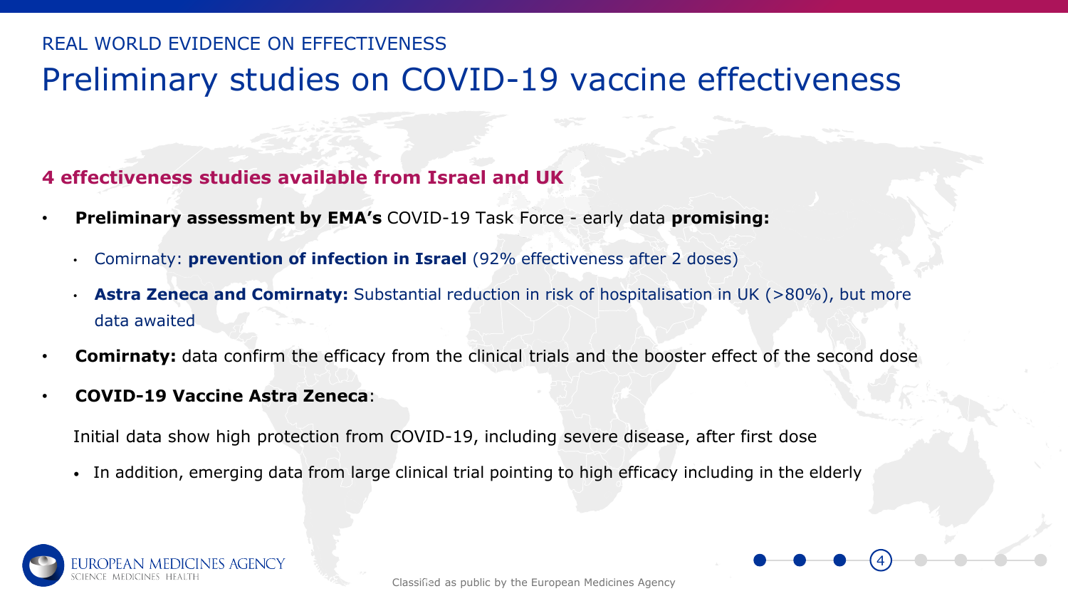REAL WORLD EVIDENCE ON EFFECTIVENESS

# Preliminary studies on COVID-19 vaccine effectiveness

**4 effectiveness studies available from Israel and UK**

- **Preliminary assessment by EMA's** COVID-19 Task Force - early data **promising:**
  - Comirnaty: **prevention of infection in Israel** (92% effectiveness after 2 doses)
  - **Astra Zeneca and Comirnaty:** Substantial reduction in risk of hospitalisation in UK (>80%), but more data awaited
- **Comirnaty:** data confirm the efficacy from the clinical trials and the booster effect of the second dose
- **COVID-19 Vaccine Astra Zeneca**:

  Initial data show high protection from COVID-19, including severe disease, after first dose

  - In addition, emerging data from large clinical trial pointing to high efficacy including in the elderly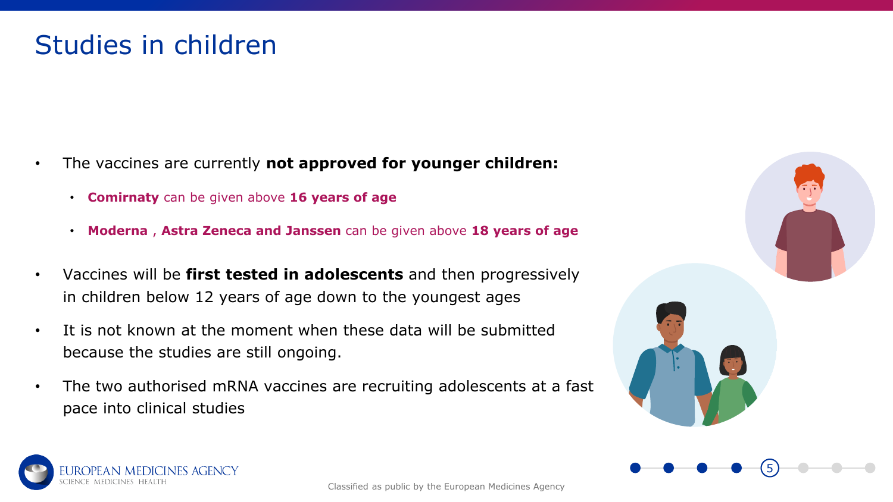# Studies in children

- The vaccines are currently **not approved for younger children:**
  - **Comirnaty** can be given above **16 years of age**
  - **Moderna** , **Astra Zeneca and Janssen** can be given above **18 years of age**
- Vaccines will be **first tested in adolescents** and then progressively in children below 12 years of age down to the youngest ages
- It is not known at the moment when these data will be submitted because the studies are still ongoing.
- The two authorised mRNA vaccines are recruiting adolescents at a fast pace into clinical studies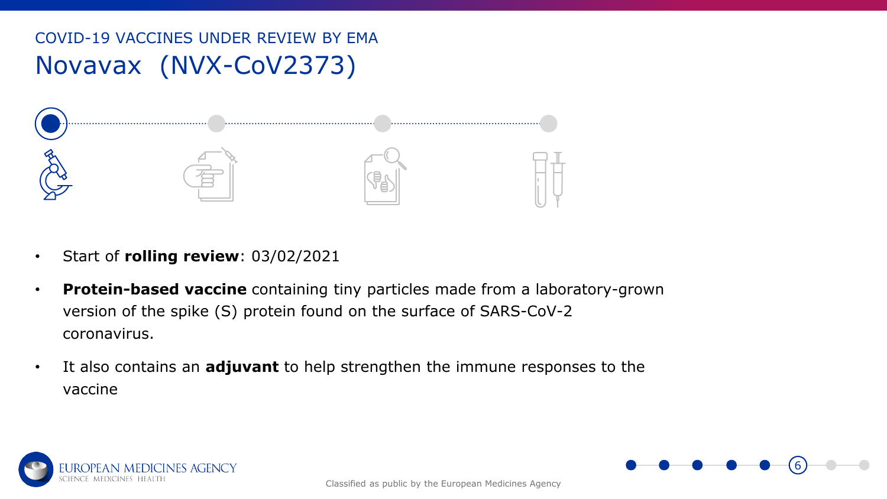COVID-19 VACCINES UNDER REVIEW BY EMA

# Novavax (NVX-CoV2373)

- Start of **rolling review**: 03/02/2021
- **Protein-based vaccine** containing tiny particles made from a laboratory-grown version of the spike (S) protein found on the surface of SARS-CoV-2 coronavirus.
- It also contains an **adjuvant** to help strengthen the immune responses to the vaccine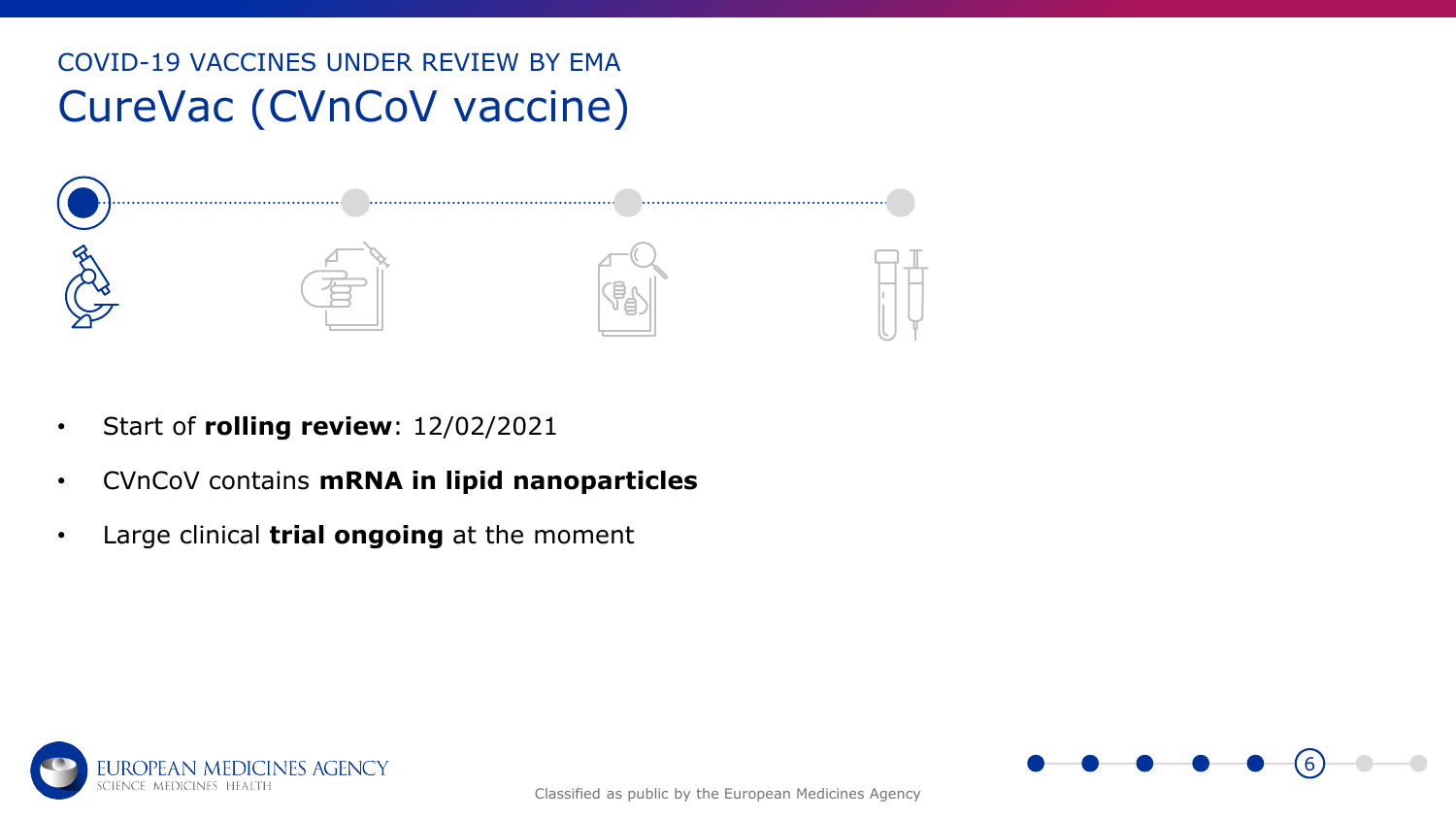COVID-19 VACCINES UNDER REVIEW BY EMA

# CureVac (CVnCoV vaccine)

- Start of **rolling review**: 12/02/2021
- CVnCoV contains **mRNA in lipid nanoparticles**
- Large clinical **trial ongoing** at the moment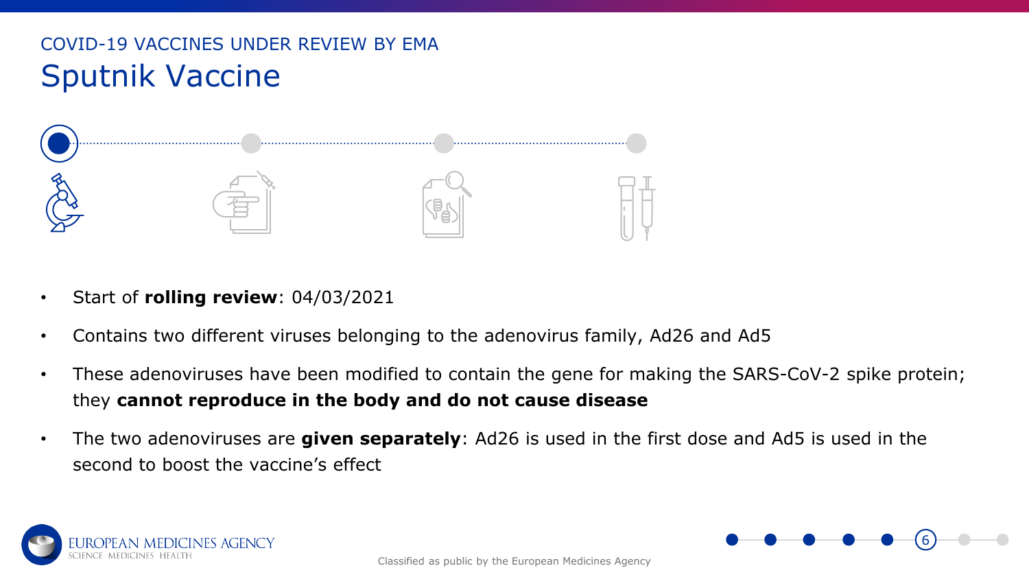COVID-19 VACCINES UNDER REVIEW BY EMA

# Sputnik Vaccine

- Start of **rolling review**: 04/03/2021
- Contains two different viruses belonging to the adenovirus family, Ad26 and Ad5
- These adenoviruses have been modified to contain the gene for making the SARS-CoV-2 spike protein; they **cannot reproduce in the body and do not cause disease**
- The two adenoviruses are **given separately**: Ad26 is used in the first dose and Ad5 is used in the second to boost the vaccine's effect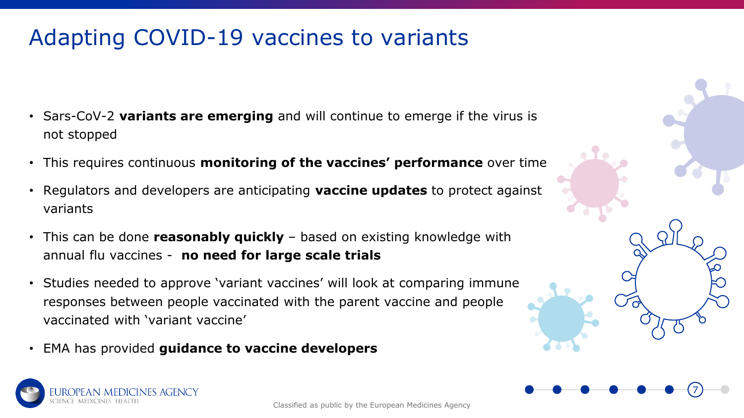# Adapting COVID-19 vaccines to variants

- Sars-CoV-2 **variants are emerging** and will continue to emerge if the virus is not stopped
- This requires continuous **monitoring of the vaccines' performance** over time
- Regulators and developers are anticipating **vaccine updates** to protect against variants
- This can be done **reasonably quickly** – based on existing knowledge with annual flu vaccines - **no need for large scale trials**
- Studies needed to approve 'variant vaccines' will look at comparing immune responses between people vaccinated with the parent vaccine and people vaccinated with 'variant vaccine'
- EMA has provided **guidance to vaccine developers**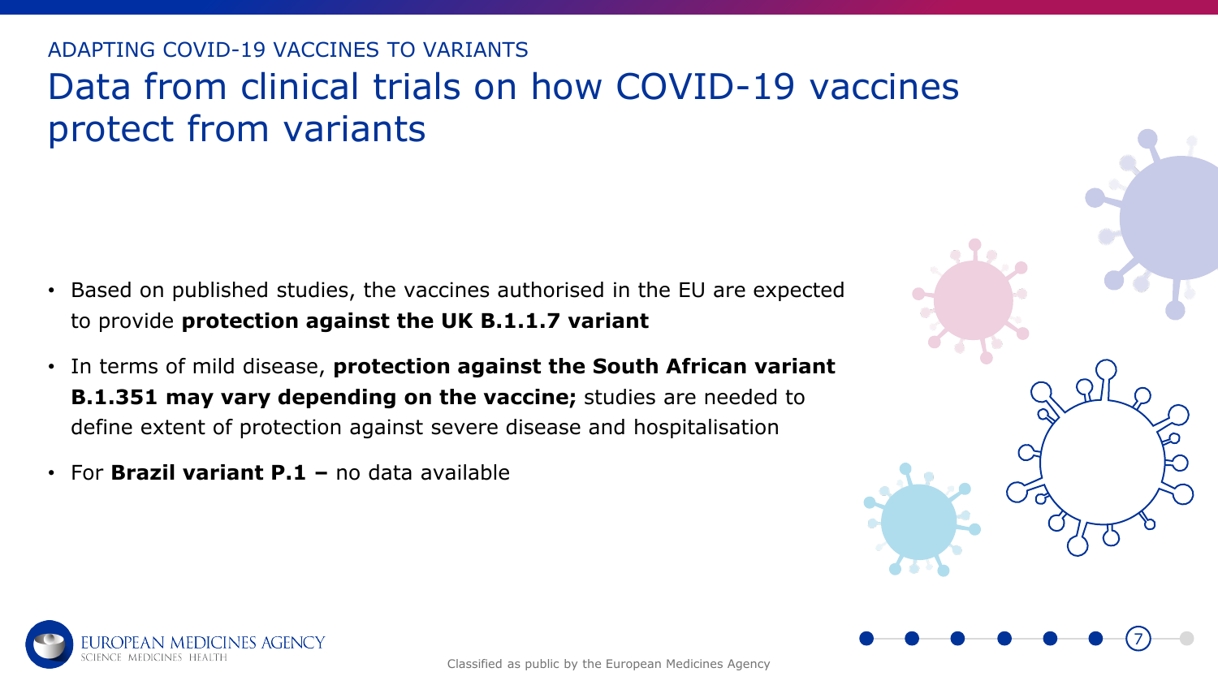ADAPTING COVID-19 VACCINES TO VARIANTS

# Data from clinical trials on how COVID-19 vaccines protect from variants

- Based on published studies, the vaccines authorised in the EU are expected to provide **protection against the UK B.1.1.7 variant**
- In terms of mild disease, **protection against the South African variant B.1.351 may vary depending on the vaccine;** studies are needed to define extent of protection against severe disease and hospitalisation
- For **Brazil variant P.1 –** no data available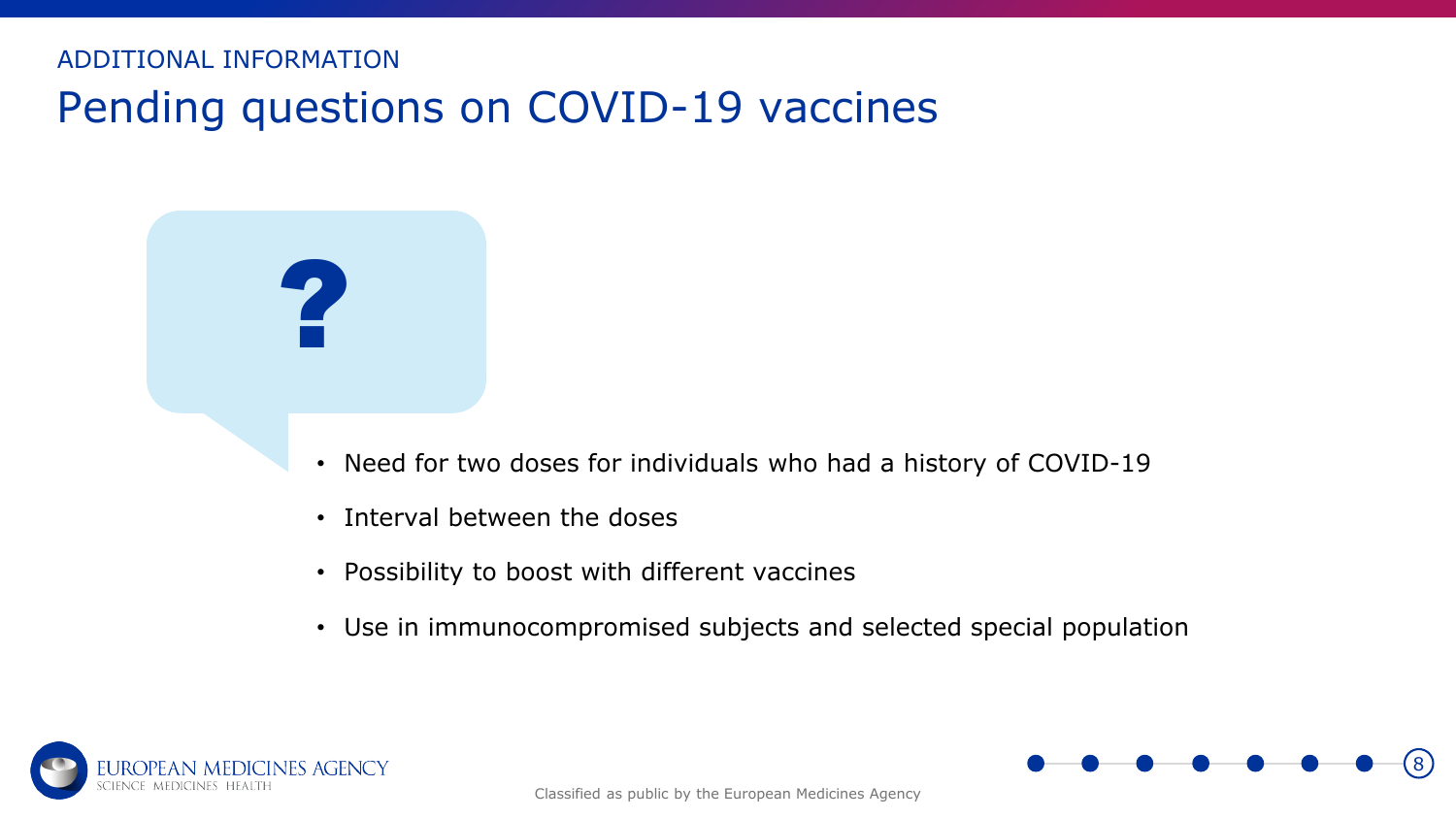ADDITIONAL INFORMATION

# Pending questions on COVID-19 vaccines

?

- Need for two doses for individuals who had a history of COVID-19
- Interval between the doses
- Possibility to boost with different vaccines
- Use in immunocompromised subjects and selected special population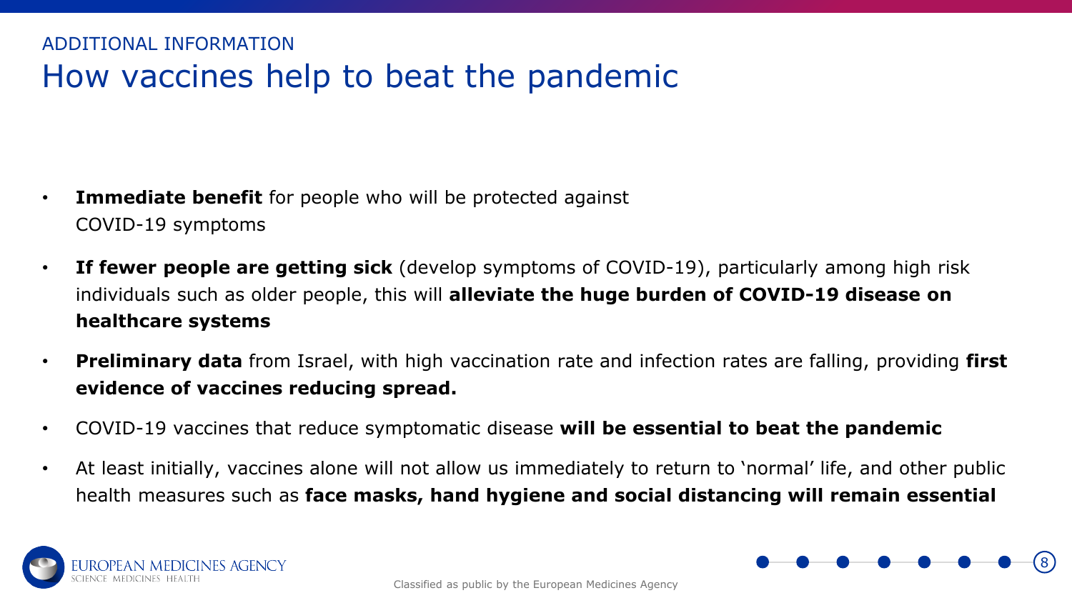ADDITIONAL INFORMATION

# How vaccines help to beat the pandemic

- **Immediate benefit** for people who will be protected against COVID-19 symptoms
- **If fewer people are getting sick** (develop symptoms of COVID-19), particularly among high risk individuals such as older people, this will **alleviate the huge burden of COVID-19 disease on healthcare systems**
- **Preliminary data** from Israel, with high vaccination rate and infection rates are falling, providing **first evidence of vaccines reducing spread.**
- COVID-19 vaccines that reduce symptomatic disease **will be essential to beat the pandemic**
- At least initially, vaccines alone will not allow us immediately to return to 'normal' life, and other public health measures such as **face masks, hand hygiene and social distancing will remain essential**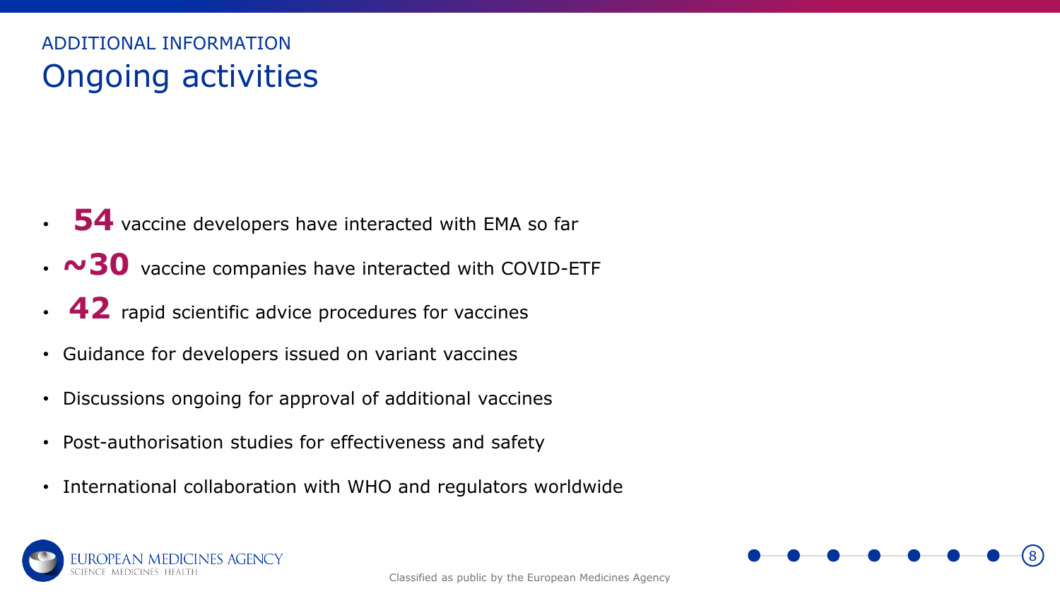ADDITIONAL INFORMATION

# Ongoing activities

- **54** vaccine developers have interacted with EMA so far
- **~30** vaccine companies have interacted with COVID-ETF
- **42** rapid scientific advice procedures for vaccines
- Guidance for developers issued on variant vaccines
- Discussions ongoing for approval of additional vaccines
- Post-authorisation studies for effectiveness and safety
- International collaboration with WHO and regulators worldwide

Classified as public by the European Medicines Agency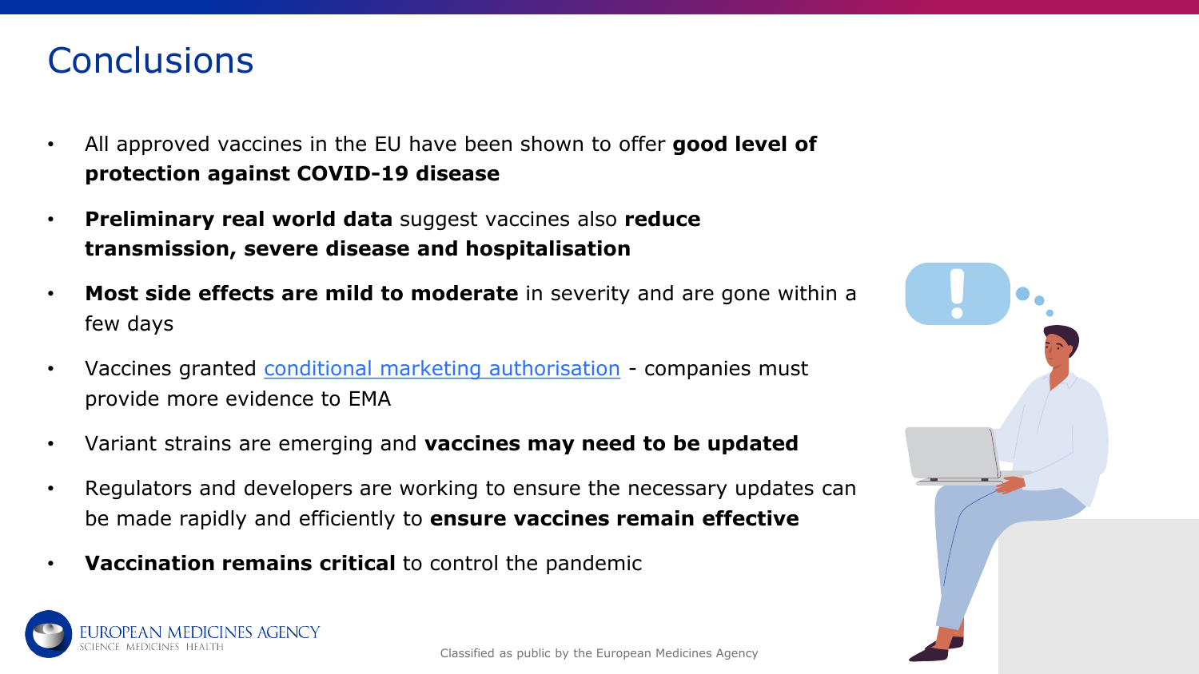# Conclusions

- All approved vaccines in the EU have been shown to offer **good level of protection against COVID-19 disease**
- **Preliminary real world data** suggest vaccines also **reduce transmission, severe disease and hospitalisation**
- **Most side effects are mild to moderate** in severity and are gone within a few days
- Vaccines granted conditional marketing authorisation - companies must provide more evidence to EMA
- Variant strains are emerging and **vaccines may need to be updated**
- Regulators and developers are working to ensure the necessary updates can be made rapidly and efficiently to **ensure vaccines remain effective**
- **Vaccination remains critical** to control the pandemic